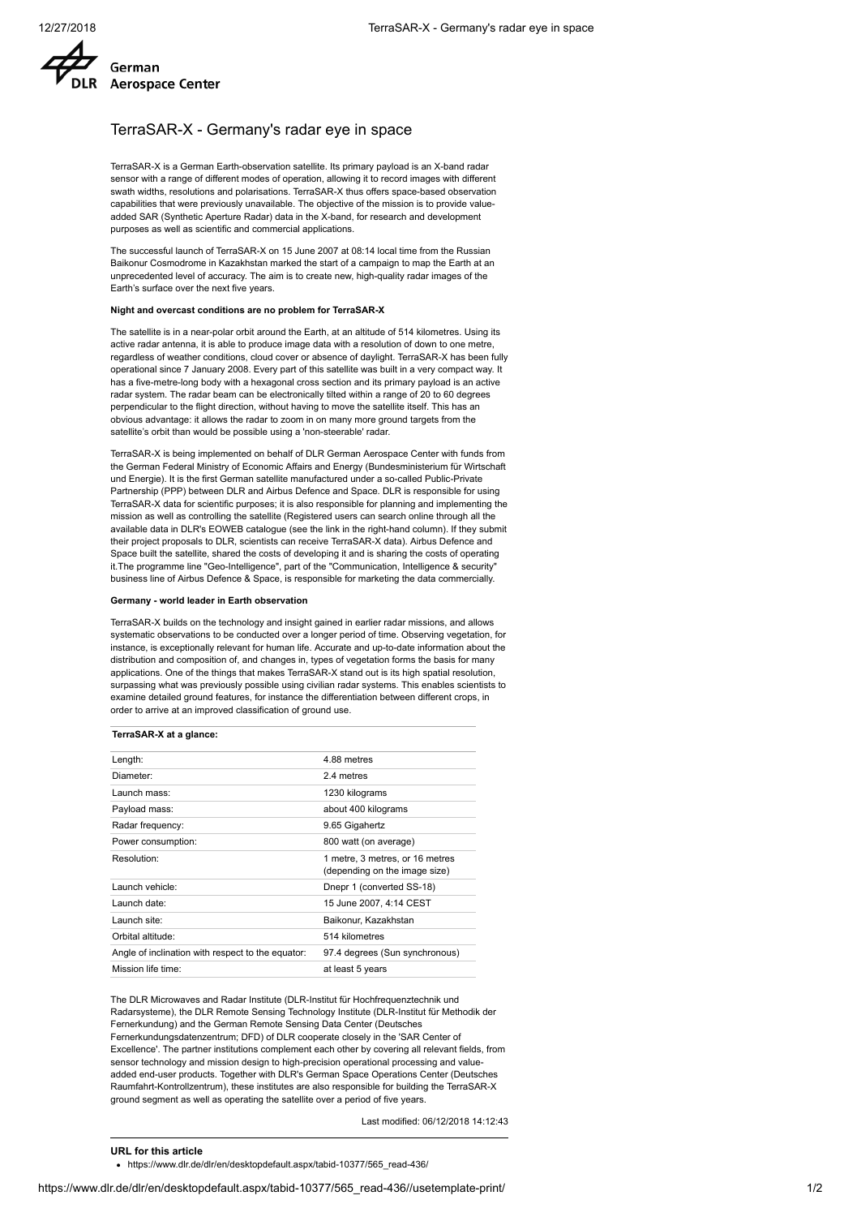German
Aerospace Center

# TerraSAR-X - Germany's radar eye in space

TerraSAR-X is a German Earth-observation satellite. Its primary payload is an X-band radar sensor with a range of different modes of operation, allowing it to record images with different swath widths, resolutions and polarisations. TerraSAR-X thus offers space-based observation capabilities that were previously unavailable. The objective of the mission is to provide value-added SAR (Synthetic Aperture Radar) data in the X-band, for research and development purposes as well as scientific and commercial applications.

The successful launch of TerraSAR-X on 15 June 2007 at 08:14 local time from the Russian Baikonur Cosmodrome in Kazakhstan marked the start of a campaign to map the Earth at an unprecedented level of accuracy. The aim is to create new, high-quality radar images of the Earth's surface over the next five years.

**Night and overcast conditions are no problem for TerraSAR-X**

The satellite is in a near-polar orbit around the Earth, at an altitude of 514 kilometres. Using its active radar antenna, it is able to produce image data with a resolution of down to one metre, regardless of weather conditions, cloud cover or absence of daylight. TerraSAR-X has been fully operational since 7 January 2008. Every part of this satellite was built in a very compact way. It has a five-metre-long body with a hexagonal cross section and its primary payload is an active radar system. The radar beam can be electronically tilted within a range of 20 to 60 degrees perpendicular to the flight direction, without having to move the satellite itself. This has an obvious advantage: it allows the radar to zoom in on many more ground targets from the satellite's orbit than would be possible using a 'non-steerable' radar.

TerraSAR-X is being implemented on behalf of DLR German Aerospace Center with funds from the German Federal Ministry of Economic Affairs and Energy (Bundesministerium für Wirtschaft und Energie). It is the first German satellite manufactured under a so-called Public-Private Partnership (PPP) between DLR and Airbus Defence and Space. DLR is responsible for using TerraSAR-X data for scientific purposes; it is also responsible for planning and implementing the mission as well as controlling the satellite (Registered users can search online through all the available data in DLR's EOWEB catalogue (see the link in the right-hand column). If they submit their project proposals to DLR, scientists can receive TerraSAR-X data). Airbus Defence and Space built the satellite, shared the costs of developing it and is sharing the costs of operating it.The programme line "Geo-Intelligence", part of the "Communication, Intelligence & security" business line of Airbus Defence & Space, is responsible for marketing the data commercially.

**Germany - world leader in Earth observation**

TerraSAR-X builds on the technology and insight gained in earlier radar missions, and allows systematic observations to be conducted over a longer period of time. Observing vegetation, for instance, is exceptionally relevant for human life. Accurate and up-to-date information about the distribution and composition of, and changes in, types of vegetation forms the basis for many applications. One of the things that makes TerraSAR-X stand out is its high spatial resolution, surpassing what was previously possible using civilian radar systems. This enables scientists to examine detailed ground features, for instance the differentiation between different crops, in order to arrive at an improved classification of ground use.

**TerraSAR-X at a glance:**

| | |
|---|---|
| Length: | 4.88 metres |
| Diameter: | 2.4 metres |
| Launch mass: | 1230 kilograms |
| Payload mass: | about 400 kilograms |
| Radar frequency: | 9.65 Gigahertz |
| Power consumption: | 800 watt (on average) |
| Resolution: | 1 metre, 3 metres, or 16 metres (depending on the image size) |
| Launch vehicle: | Dnepr 1 (converted SS-18) |
| Launch date: | 15 June 2007, 4:14 CEST |
| Launch site: | Baikonur, Kazakhstan |
| Orbital altitude: | 514 kilometres |
| Angle of inclination with respect to the equator: | 97.4 degrees (Sun synchronous) |
| Mission life time: | at least 5 years |

The DLR Microwaves and Radar Institute (DLR-Institut für Hochfrequenztechnik und Radarsysteme), the DLR Remote Sensing Technology Institute (DLR-Institut für Methodik der Fernerkundung) and the German Remote Sensing Data Center (Deutsches Fernerkundungsdatenzentrum; DFD) of DLR cooperate closely in the 'SAR Center of Excellence'. The partner institutions complement each other by covering all relevant fields, from sensor technology and mission design to high-precision operational processing and value-added end-user products. Together with DLR's German Space Operations Center (Deutsches Raumfahrt-Kontrollzentrum), these institutes are also responsible for building the TerraSAR-X ground segment as well as operating the satellite over a period of five years.

Last modified: 06/12/2018 14:12:43

**URL for this article**

- https://www.dlr.de/dlr/en/desktopdefault.aspx/tabid-10377/565_read-436/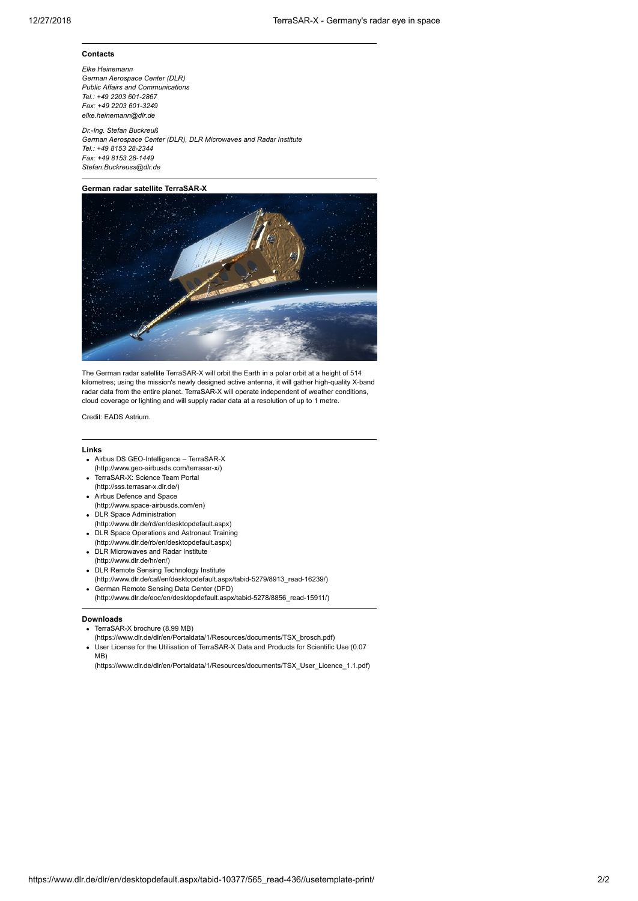### Contacts

*Elke Heinemann*
*German Aerospace Center (DLR)*
*Public Affairs and Communications*
*Tel.: +49 2203 601-2867*
*Fax: +49 2203 601-3249*
*elke.heinemann@dlr.de*

*Dr.-Ing. Stefan Buckreuß*
*German Aerospace Center (DLR), DLR Microwaves and Radar Institute*
*Tel.: +49 8153 28-2344*
*Fax: +49 8153 28-1449*
*Stefan.Buckreuss@dlr.de*

### German radar satellite TerraSAR-X

The German radar satellite TerraSAR-X will orbit the Earth in a polar orbit at a height of 514 kilometres; using the mission's newly designed active antenna, it will gather high-quality X-band radar data from the entire planet. TerraSAR-X will operate independent of weather conditions, cloud coverage or lighting and will supply radar data at a resolution of up to 1 metre.

Credit: EADS Astrium.

### Links

- Airbus DS GEO-Intelligence – TerraSAR-X (http://www.geo-airbusds.com/terrasar-x/)
- TerraSAR-X: Science Team Portal (http://sss.terrasar-x.dlr.de/)
- Airbus Defence and Space (http://www.space-airbusds.com/en)
- DLR Space Administration (http://www.dlr.de/rd/en/desktopdefault.aspx)
- DLR Space Operations and Astronaut Training (http://www.dlr.de/rb/en/desktopdefault.aspx)
- DLR Microwaves and Radar Institute (http://www.dlr.de/hr/en/)
- DLR Remote Sensing Technology Institute (http://www.dlr.de/caf/en/desktopdefault.aspx/tabid-5279/8913_read-16239/)
- German Remote Sensing Data Center (DFD) (http://www.dlr.de/eoc/en/desktopdefault.aspx/tabid-5278/8856_read-15911/)

### Downloads

- TerraSAR-X brochure (8.99 MB) (https://www.dlr.de/dlr/en/Portaldata/1/Resources/documents/TSX_brosch.pdf)
- User License for the Utilisation of TerraSAR-X Data and Products for Scientific Use (0.07 MB) (https://www.dlr.de/dlr/en/Portaldata/1/Resources/documents/TSX_User_Licence_1.1.pdf)